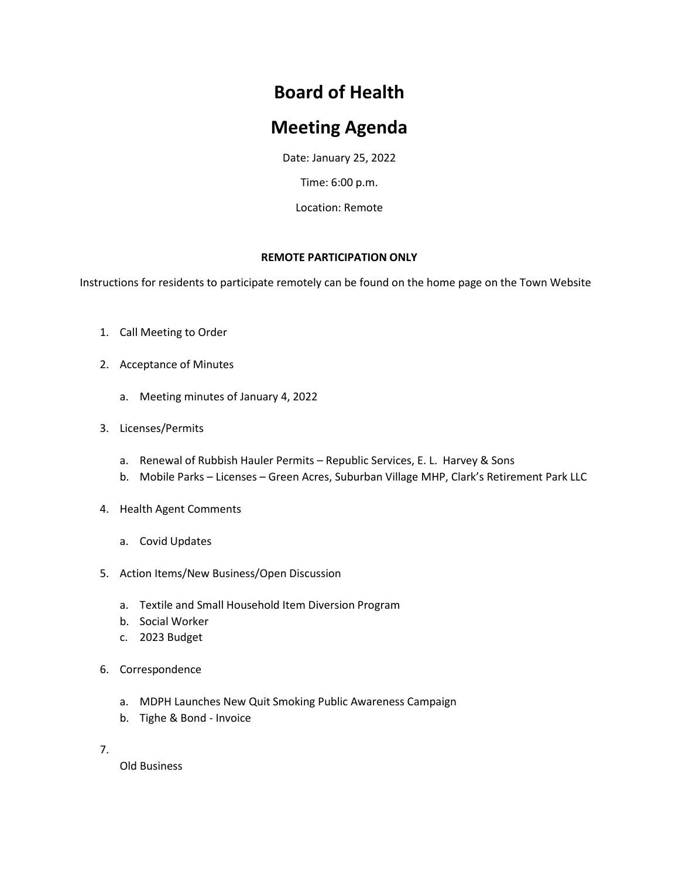# Board of Health

# Meeting Agenda

Date: January 25, 2022

Time: 6:00 p.m.

Location: Remote

**REMOTE PARTICIPATION ONLY**

Instructions for residents to participate remotely can be found on the home page on the Town Website

1. Call Meeting to Order

2. Acceptance of Minutes

   a. Meeting minutes of January 4, 2022

3. Licenses/Permits

   a. Renewal of Rubbish Hauler Permits – Republic Services, E. L. Harvey & Sons
   b. Mobile Parks – Licenses – Green Acres, Suburban Village MHP, Clark's Retirement Park LLC

4. Health Agent Comments

   a. Covid Updates

5. Action Items/New Business/Open Discussion

   a. Textile and Small Household Item Diversion Program
   b. Social Worker
   c. 2023 Budget

6. Correspondence

   a. MDPH Launches New Quit Smoking Public Awareness Campaign
   b. Tighe & Bond - Invoice

7. Old Business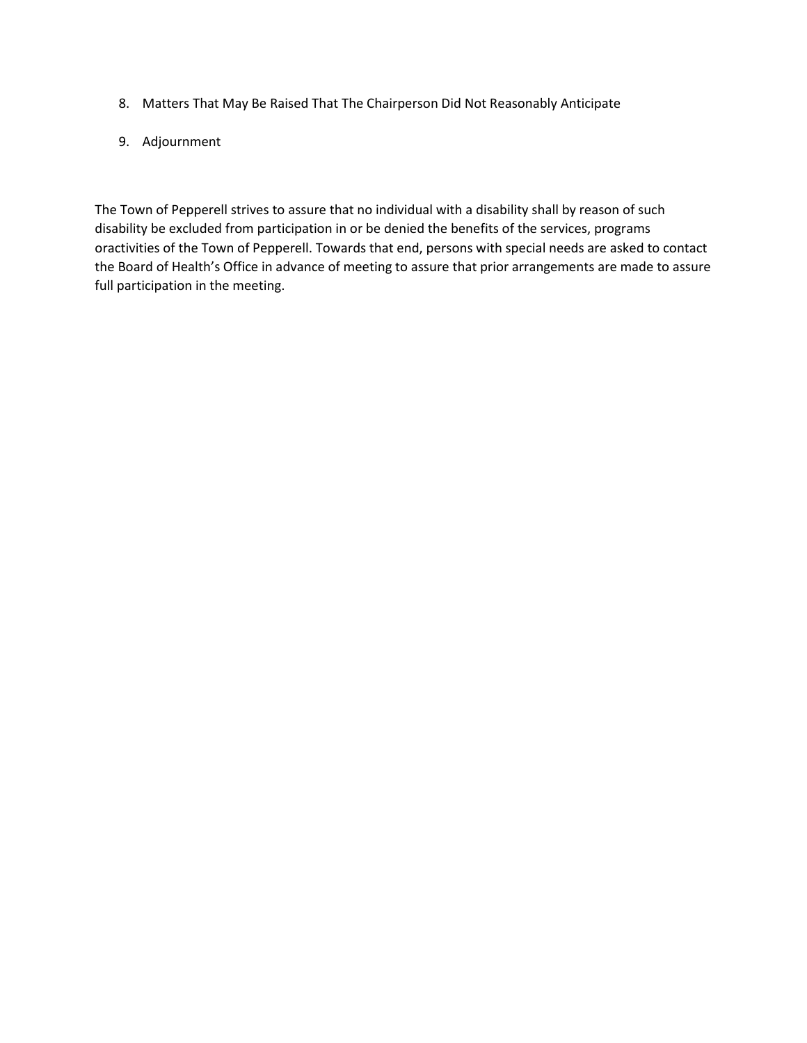8. Matters That May Be Raised That The Chairperson Did Not Reasonably Anticipate

9. Adjournment

The Town of Pepperell strives to assure that no individual with a disability shall by reason of such disability be excluded from participation in or be denied the benefits of the services, programs oractivities of the Town of Pepperell. Towards that end, persons with special needs are asked to contact the Board of Health's Office in advance of meeting to assure that prior arrangements are made to assure full participation in the meeting.